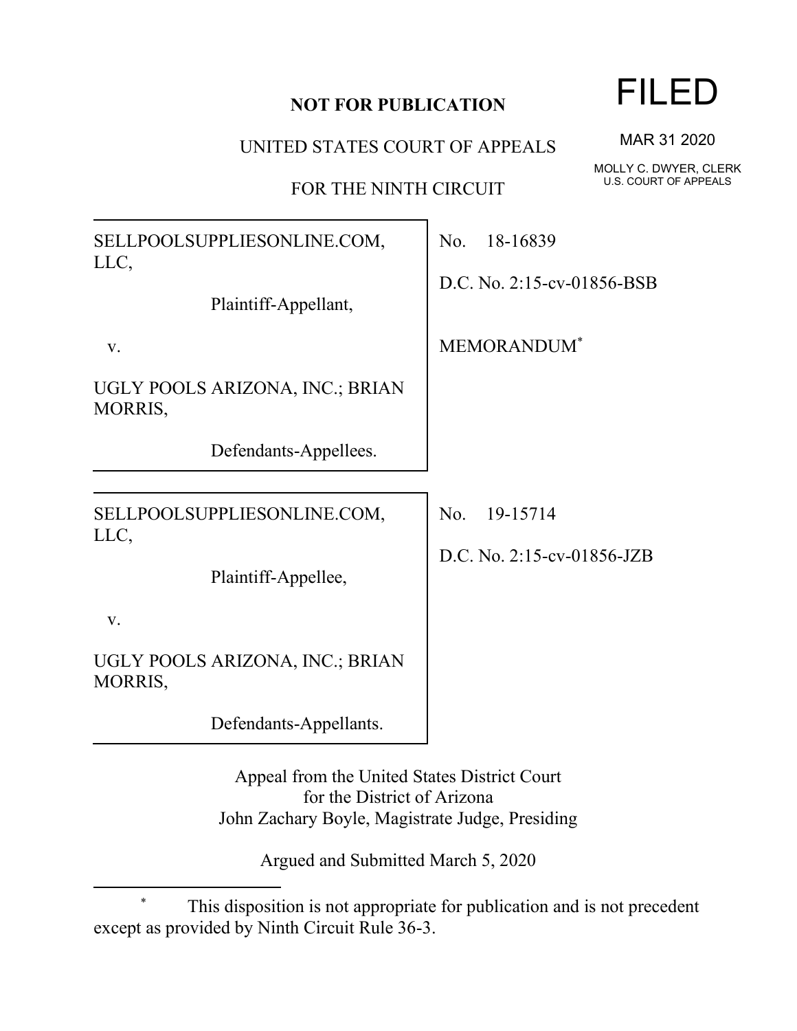**NOT FOR PUBLICATION**

UNITED STATES COURT OF APPEALS

FOR THE NINTH CIRCUIT

FILED

MAR 31 2020

MOLLY C. DWYER, CLERK
U.S. COURT OF APPEALS

| | |
|---|---|
| SELLPOOLSUPPLIESONLINE.COM, LLC,<br><br>Plaintiff-Appellant,<br><br>v.<br><br>UGLY POOLS ARIZONA, INC.; BRIAN MORRIS,<br><br>Defendants-Appellees. | No. 18-16839<br><br>D.C. No. 2:15-cv-01856-BSB<br><br>MEMORANDUM* |
| SELLPOOLSUPPLIESONLINE.COM, LLC,<br><br>Plaintiff-Appellee,<br><br>v.<br><br>UGLY POOLS ARIZONA, INC.; BRIAN MORRIS,<br><br>Defendants-Appellants. | No. 19-15714<br><br>D.C. No. 2:15-cv-01856-JZB |

Appeal from the United States District Court
for the District of Arizona
John Zachary Boyle, Magistrate Judge, Presiding

Argued and Submitted March 5, 2020

---

\* This disposition is not appropriate for publication and is not precedent except as provided by Ninth Circuit Rule 36-3.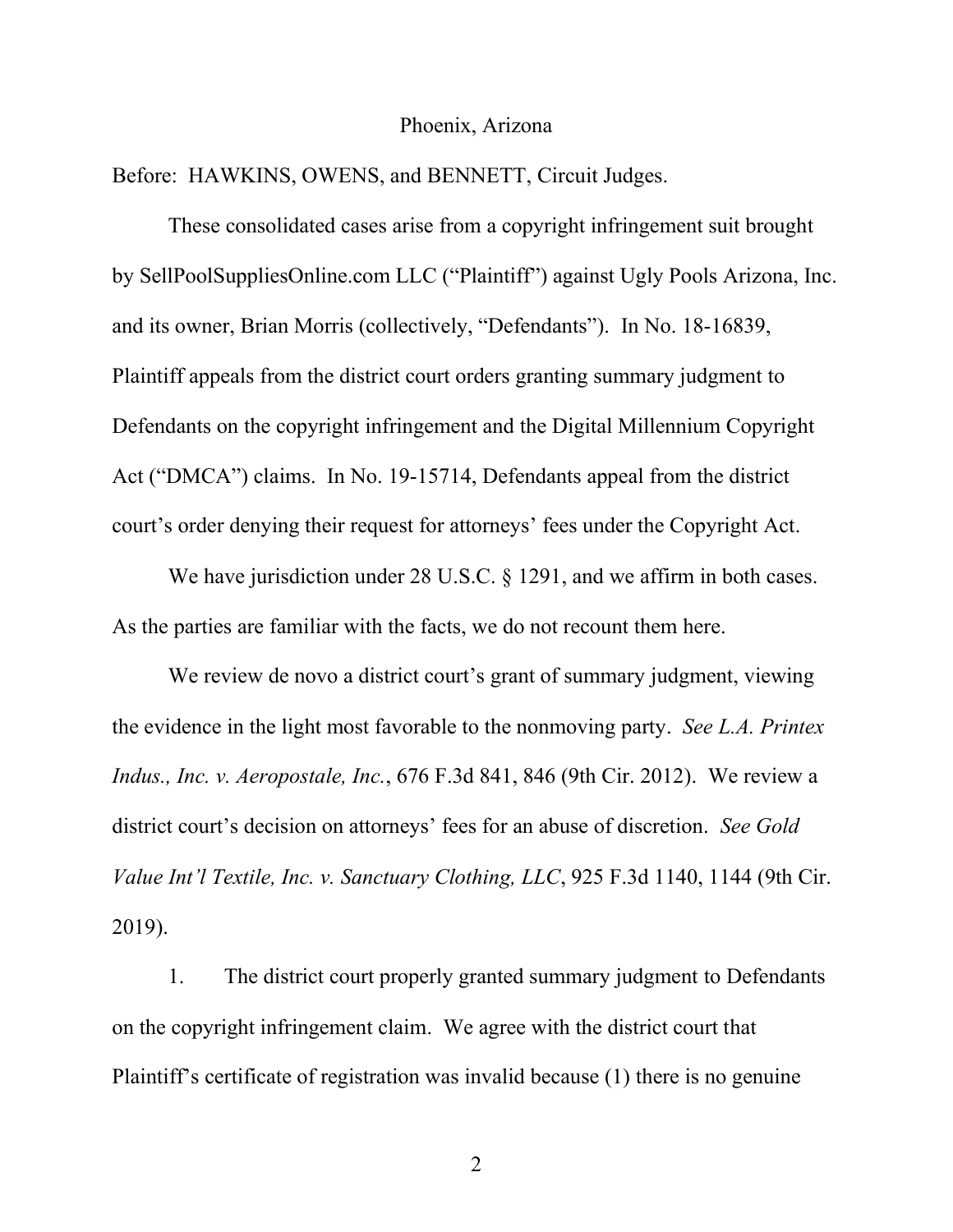Phoenix, Arizona

Before: HAWKINS, OWENS, and BENNETT, Circuit Judges.

These consolidated cases arise from a copyright infringement suit brought by SellPoolSuppliesOnline.com LLC ("Plaintiff") against Ugly Pools Arizona, Inc. and its owner, Brian Morris (collectively, "Defendants"). In No. 18-16839, Plaintiff appeals from the district court orders granting summary judgment to Defendants on the copyright infringement and the Digital Millennium Copyright Act ("DMCA") claims. In No. 19-15714, Defendants appeal from the district court's order denying their request for attorneys' fees under the Copyright Act.

We have jurisdiction under 28 U.S.C. § 1291, and we affirm in both cases. As the parties are familiar with the facts, we do not recount them here.

We review de novo a district court's grant of summary judgment, viewing the evidence in the light most favorable to the nonmoving party. *See L.A. Printex Indus., Inc. v. Aeropostale, Inc.*, 676 F.3d 841, 846 (9th Cir. 2012). We review a district court's decision on attorneys' fees for an abuse of discretion. *See Gold Value Int'l Textile, Inc. v. Sanctuary Clothing, LLC*, 925 F.3d 1140, 1144 (9th Cir. 2019).

1. The district court properly granted summary judgment to Defendants on the copyright infringement claim. We agree with the district court that Plaintiff's certificate of registration was invalid because (1) there is no genuine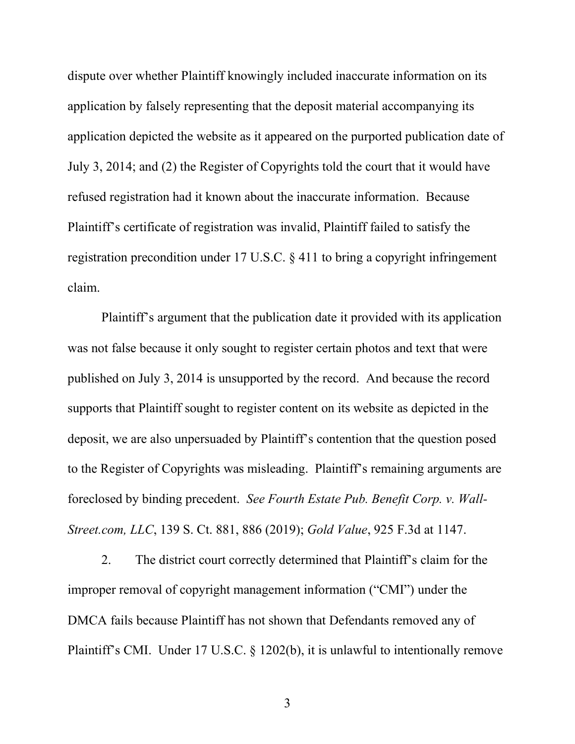dispute over whether Plaintiff knowingly included inaccurate information on its application by falsely representing that the deposit material accompanying its application depicted the website as it appeared on the purported publication date of July 3, 2014; and (2) the Register of Copyrights told the court that it would have refused registration had it known about the inaccurate information. Because Plaintiff's certificate of registration was invalid, Plaintiff failed to satisfy the registration precondition under 17 U.S.C. § 411 to bring a copyright infringement claim.

Plaintiff's argument that the publication date it provided with its application was not false because it only sought to register certain photos and text that were published on July 3, 2014 is unsupported by the record. And because the record supports that Plaintiff sought to register content on its website as depicted in the deposit, we are also unpersuaded by Plaintiff's contention that the question posed to the Register of Copyrights was misleading. Plaintiff's remaining arguments are foreclosed by binding precedent. *See Fourth Estate Pub. Benefit Corp. v. Wall-Street.com, LLC*, 139 S. Ct. 881, 886 (2019); *Gold Value*, 925 F.3d at 1147.

2. The district court correctly determined that Plaintiff's claim for the improper removal of copyright management information ("CMI") under the DMCA fails because Plaintiff has not shown that Defendants removed any of Plaintiff's CMI. Under 17 U.S.C. § 1202(b), it is unlawful to intentionally remove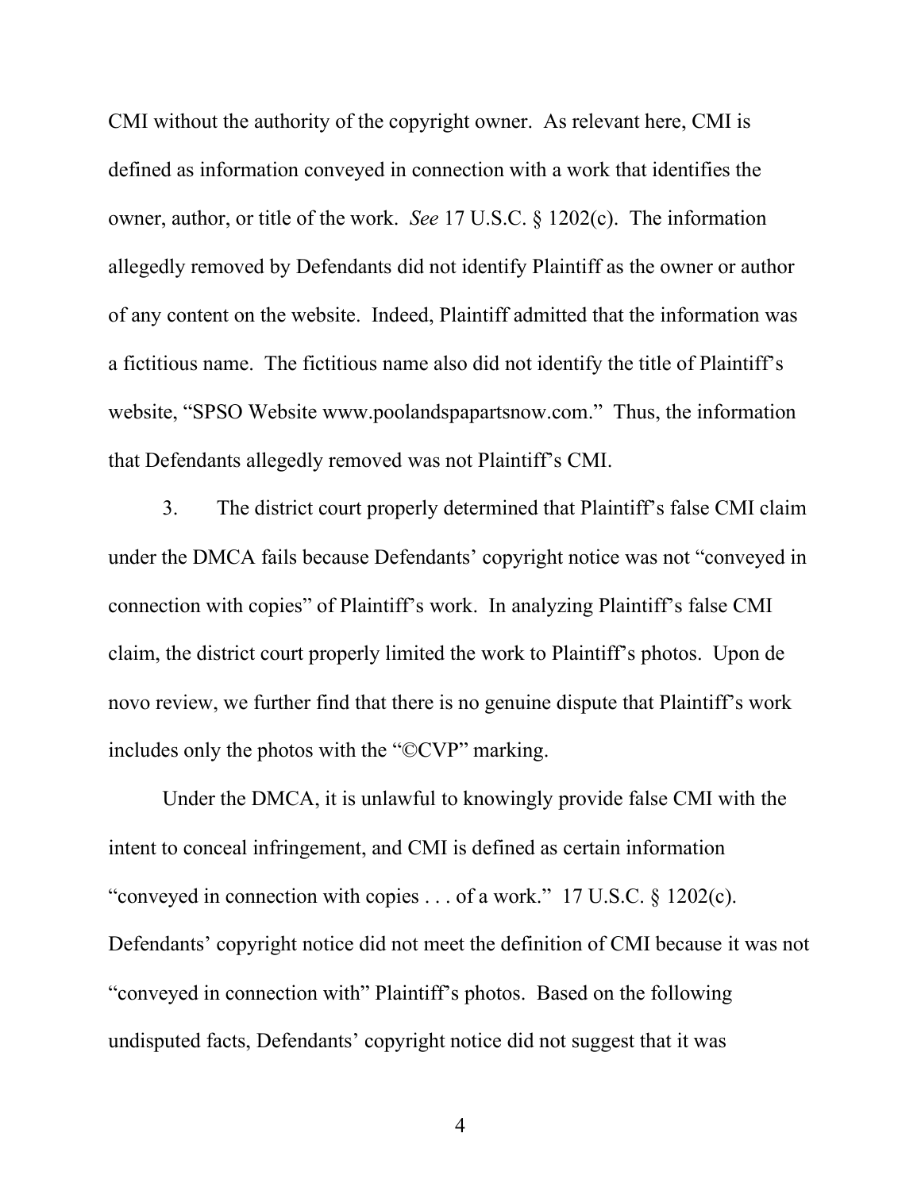CMI without the authority of the copyright owner. As relevant here, CMI is defined as information conveyed in connection with a work that identifies the owner, author, or title of the work. *See* 17 U.S.C. § 1202(c). The information allegedly removed by Defendants did not identify Plaintiff as the owner or author of any content on the website. Indeed, Plaintiff admitted that the information was a fictitious name. The fictitious name also did not identify the title of Plaintiff's website, "SPSO Website www.poolandspapartsnow.com." Thus, the information that Defendants allegedly removed was not Plaintiff's CMI.

3. The district court properly determined that Plaintiff's false CMI claim under the DMCA fails because Defendants' copyright notice was not "conveyed in connection with copies" of Plaintiff's work. In analyzing Plaintiff's false CMI claim, the district court properly limited the work to Plaintiff's photos. Upon de novo review, we further find that there is no genuine dispute that Plaintiff's work includes only the photos with the "©CVP" marking.

Under the DMCA, it is unlawful to knowingly provide false CMI with the intent to conceal infringement, and CMI is defined as certain information "conveyed in connection with copies . . . of a work." 17 U.S.C. § 1202(c). Defendants' copyright notice did not meet the definition of CMI because it was not "conveyed in connection with" Plaintiff's photos. Based on the following undisputed facts, Defendants' copyright notice did not suggest that it was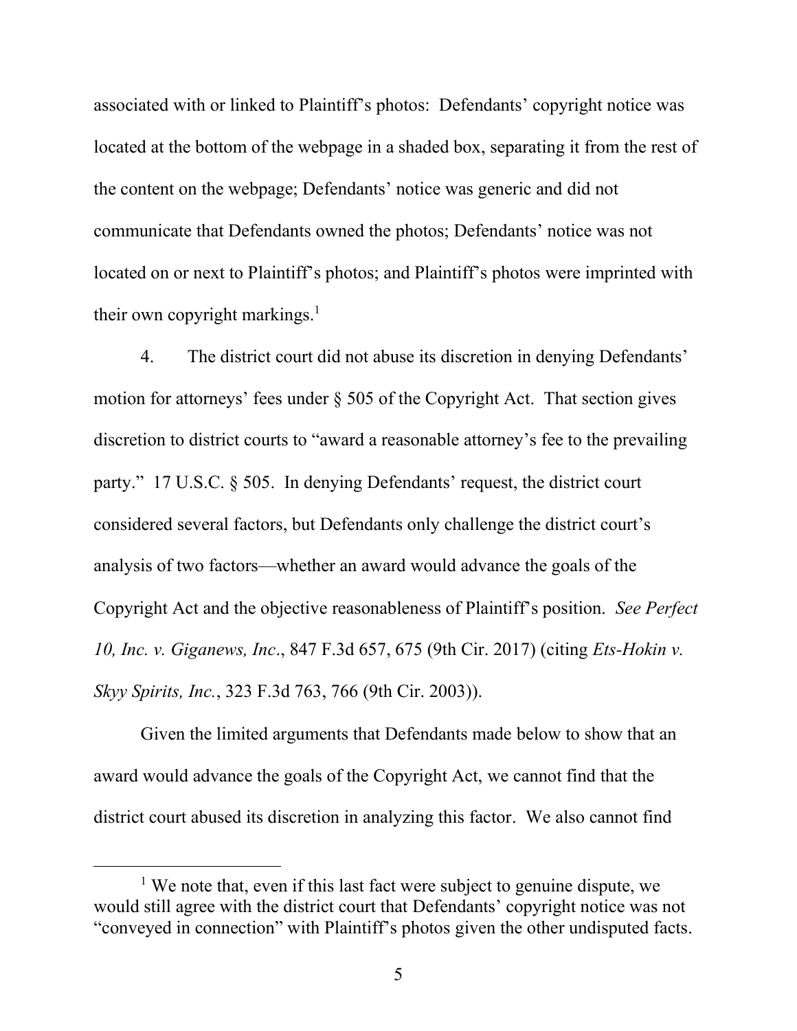associated with or linked to Plaintiff's photos: Defendants' copyright notice was located at the bottom of the webpage in a shaded box, separating it from the rest of the content on the webpage; Defendants' notice was generic and did not communicate that Defendants owned the photos; Defendants' notice was not located on or next to Plaintiff's photos; and Plaintiff's photos were imprinted with their own copyright markings.[1]

4. The district court did not abuse its discretion in denying Defendants' motion for attorneys' fees under § 505 of the Copyright Act. That section gives discretion to district courts to "award a reasonable attorney's fee to the prevailing party." 17 U.S.C. § 505. In denying Defendants' request, the district court considered several factors, but Defendants only challenge the district court's analysis of two factors—whether an award would advance the goals of the Copyright Act and the objective reasonableness of Plaintiff's position. *See Perfect 10, Inc. v. Giganews, Inc*., 847 F.3d 657, 675 (9th Cir. 2017) (citing *Ets-Hokin v. Skyy Spirits, Inc.*, 323 F.3d 763, 766 (9th Cir. 2003)).

Given the limited arguments that Defendants made below to show that an award would advance the goals of the Copyright Act, we cannot find that the district court abused its discretion in analyzing this factor. We also cannot find

[1] We note that, even if this last fact were subject to genuine dispute, we would still agree with the district court that Defendants' copyright notice was not "conveyed in connection" with Plaintiff's photos given the other undisputed facts.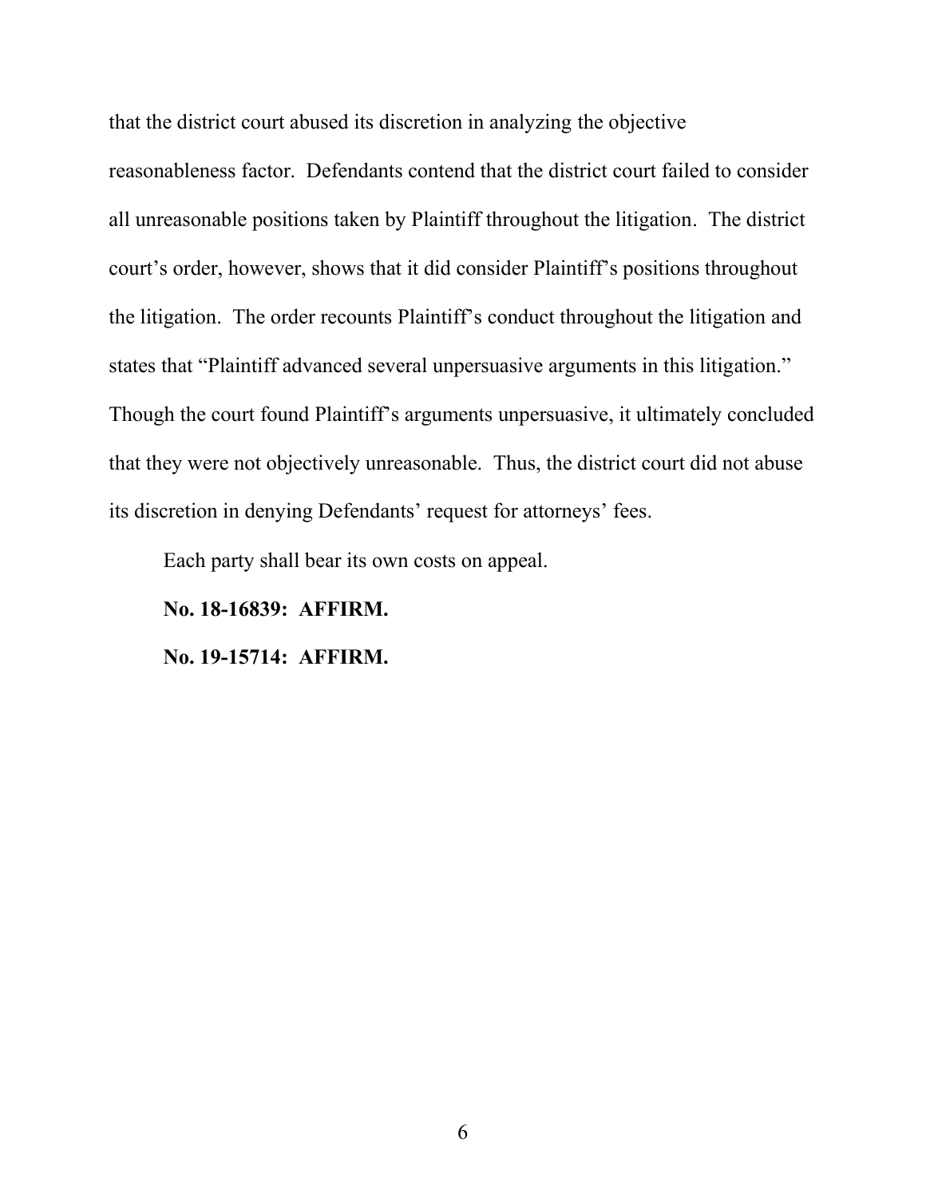that the district court abused its discretion in analyzing the objective reasonableness factor. Defendants contend that the district court failed to consider all unreasonable positions taken by Plaintiff throughout the litigation. The district court's order, however, shows that it did consider Plaintiff's positions throughout the litigation. The order recounts Plaintiff's conduct throughout the litigation and states that "Plaintiff advanced several unpersuasive arguments in this litigation." Though the court found Plaintiff's arguments unpersuasive, it ultimately concluded that they were not objectively unreasonable. Thus, the district court did not abuse its discretion in denying Defendants' request for attorneys' fees.

Each party shall bear its own costs on appeal.

**No. 18-16839: AFFIRM.**

**No. 19-15714: AFFIRM.**